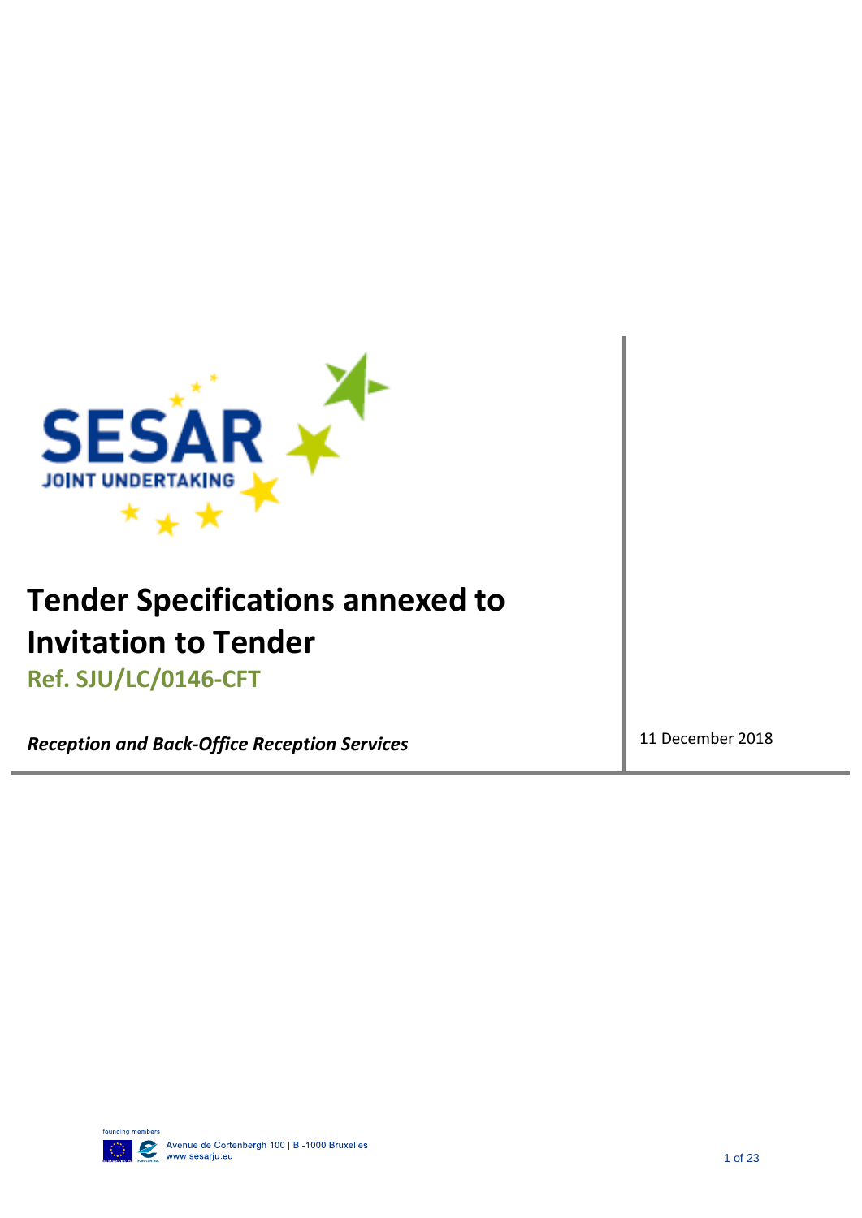# Tender Specifications annexed to Invitation to Tender

**Ref. SJU/LC/0146-CFT**

***Reception and Back-Office Reception Services***

11 December 2018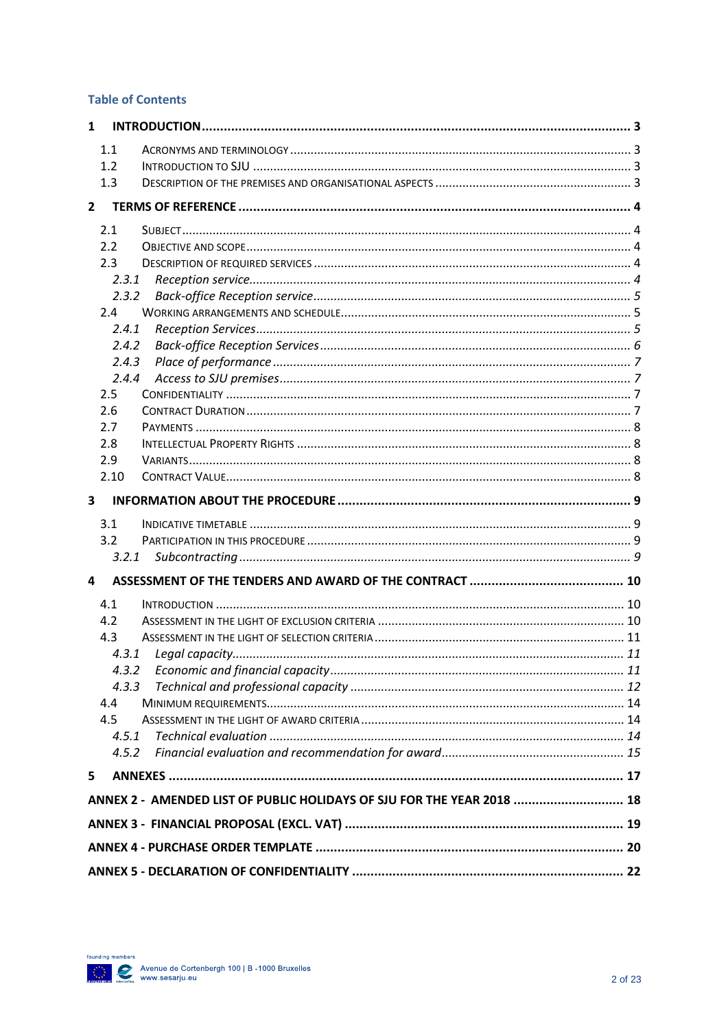**Table of Contents**

**1 INTRODUCTION** .......... **3**

- 1.1 ACRONYMS AND TERMINOLOGY .......... 3
- 1.2 INTRODUCTION TO SJU .......... 3
- 1.3 DESCRIPTION OF THE PREMISES AND ORGANISATIONAL ASPECTS .......... 3

**2 TERMS OF REFERENCE** .......... **4**

- 2.1 SUBJECT .......... 4
- 2.2 OBJECTIVE AND SCOPE .......... 4
- 2.3 DESCRIPTION OF REQUIRED SERVICES .......... 4
  - *2.3.1 Reception service* .......... *4*
  - *2.3.2 Back-office Reception service* .......... *5*
- 2.4 WORKING ARRANGEMENTS AND SCHEDULE .......... 5
  - *2.4.1 Reception Services* .......... *5*
  - *2.4.2 Back-office Reception Services* .......... *6*
  - *2.4.3 Place of performance* .......... *7*
  - *2.4.4 Access to SJU premises* .......... *7*
- 2.5 CONFIDENTIALITY .......... 7
- 2.6 CONTRACT DURATION .......... 7
- 2.7 PAYMENTS .......... 8
- 2.8 INTELLECTUAL PROPERTY RIGHTS .......... 8
- 2.9 VARIANTS .......... 8
- 2.10 CONTRACT VALUE .......... 8

**3 INFORMATION ABOUT THE PROCEDURE** .......... **9**

- 3.1 INDICATIVE TIMETABLE .......... 9
- 3.2 PARTICIPATION IN THIS PROCEDURE .......... 9
  - *3.2.1 Subcontracting* .......... *9*

**4 ASSESSMENT OF THE TENDERS AND AWARD OF THE CONTRACT** .......... **10**

- 4.1 INTRODUCTION .......... 10
- 4.2 ASSESSMENT IN THE LIGHT OF EXCLUSION CRITERIA .......... 10
- 4.3 ASSESSMENT IN THE LIGHT OF SELECTION CRITERIA .......... 11
  - *4.3.1 Legal capacity* .......... *11*
  - *4.3.2 Economic and financial capacity* .......... *11*
  - *4.3.3 Technical and professional capacity* .......... *12*
- 4.4 MINIMUM REQUIREMENTS .......... 14
- 4.5 ASSESSMENT IN THE LIGHT OF AWARD CRITERIA .......... 14
  - *4.5.1 Technical evaluation* .......... *14*
  - *4.5.2 Financial evaluation and recommendation for award* .......... *15*

**5 ANNEXES** .......... **17**

**ANNEX 2 - AMENDED LIST OF PUBLIC HOLIDAYS OF SJU FOR THE YEAR 2018** .......... **18**

**ANNEX 3 - FINANCIAL PROPOSAL (EXCL. VAT)** .......... **19**

**ANNEX 4 - PURCHASE ORDER TEMPLATE** .......... **20**

**ANNEX 5 - DECLARATION OF CONFIDENTIALITY** .......... **22**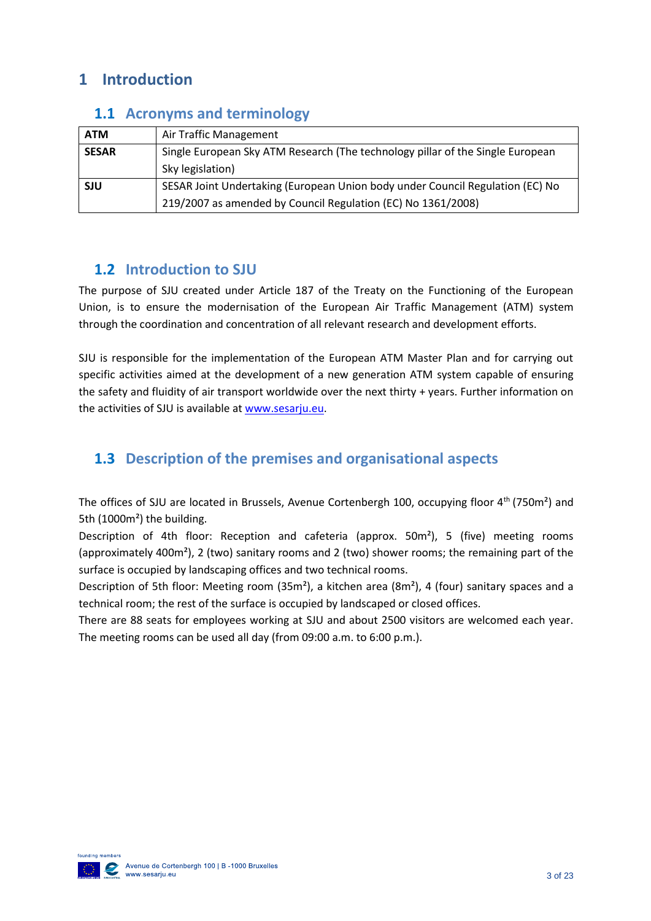# 1 Introduction

## 1.1 Acronyms and terminology

| | |
|---|---|
| **ATM** | Air Traffic Management |
| **SESAR** | Single European Sky ATM Research (The technology pillar of the Single European Sky legislation) |
| **SJU** | SESAR Joint Undertaking (European Union body under Council Regulation (EC) No 219/2007 as amended by Council Regulation (EC) No 1361/2008) |

## 1.2 Introduction to SJU

The purpose of SJU created under Article 187 of the Treaty on the Functioning of the European Union, is to ensure the modernisation of the European Air Traffic Management (ATM) system through the coordination and concentration of all relevant research and development efforts.

SJU is responsible for the implementation of the European ATM Master Plan and for carrying out specific activities aimed at the development of a new generation ATM system capable of ensuring the safety and fluidity of air transport worldwide over the next thirty + years. Further information on the activities of SJU is available at www.sesarju.eu.

## 1.3 Description of the premises and organisational aspects

The offices of SJU are located in Brussels, Avenue Cortenbergh 100, occupying floor 4th (750m²) and 5th (1000m²) the building.

Description of 4th floor: Reception and cafeteria (approx. 50m²), 5 (five) meeting rooms (approximately 400m²), 2 (two) sanitary rooms and 2 (two) shower rooms; the remaining part of the surface is occupied by landscaping offices and two technical rooms.

Description of 5th floor: Meeting room (35m²), a kitchen area (8m²), 4 (four) sanitary spaces and a technical room; the rest of the surface is occupied by landscaped or closed offices.

There are 88 seats for employees working at SJU and about 2500 visitors are welcomed each year. The meeting rooms can be used all day (from 09:00 a.m. to 6:00 p.m.).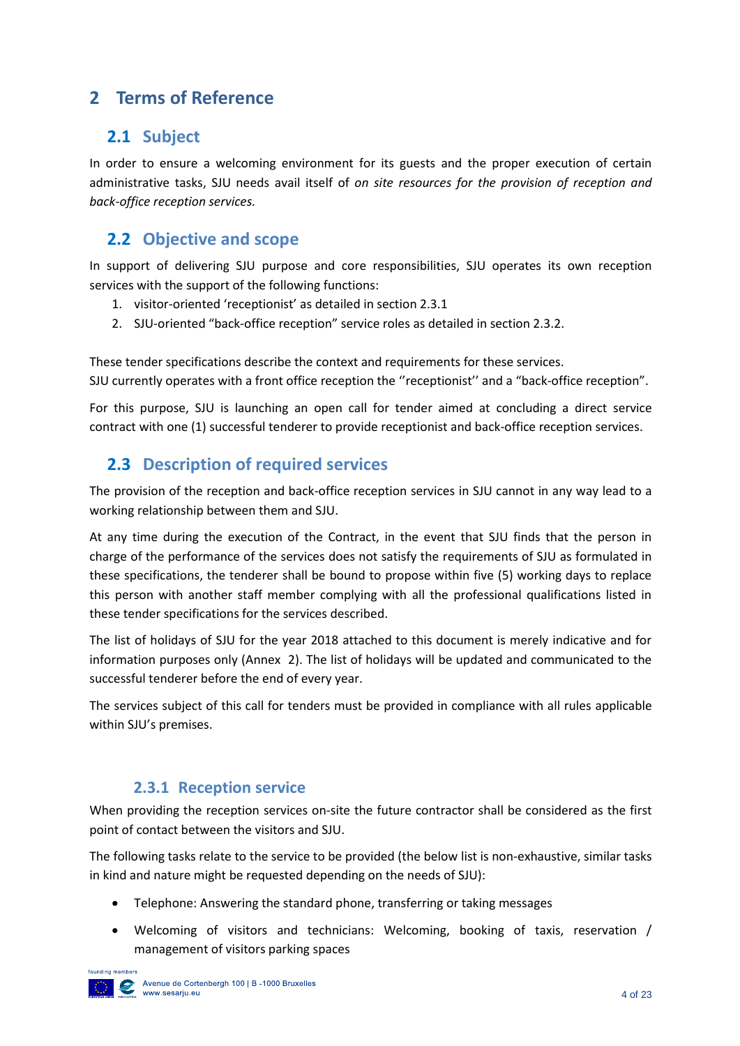# 2 Terms of Reference

## 2.1 Subject

In order to ensure a welcoming environment for its guests and the proper execution of certain administrative tasks, SJU needs avail itself of *on site resources for the provision of reception and back-office reception services.*

## 2.2 Objective and scope

In support of delivering SJU purpose and core responsibilities, SJU operates its own reception services with the support of the following functions:

1. visitor-oriented 'receptionist' as detailed in section 2.3.1
2. SJU-oriented "back-office reception" service roles as detailed in section 2.3.2.

These tender specifications describe the context and requirements for these services.
SJU currently operates with a front office reception the ''receptionist'' and a "back-office reception".

For this purpose, SJU is launching an open call for tender aimed at concluding a direct service contract with one (1) successful tenderer to provide receptionist and back-office reception services.

## 2.3 Description of required services

The provision of the reception and back-office reception services in SJU cannot in any way lead to a working relationship between them and SJU.

At any time during the execution of the Contract, in the event that SJU finds that the person in charge of the performance of the services does not satisfy the requirements of SJU as formulated in these specifications, the tenderer shall be bound to propose within five (5) working days to replace this person with another staff member complying with all the professional qualifications listed in these tender specifications for the services described.

The list of holidays of SJU for the year 2018 attached to this document is merely indicative and for information purposes only (Annex 2). The list of holidays will be updated and communicated to the successful tenderer before the end of every year.

The services subject of this call for tenders must be provided in compliance with all rules applicable within SJU's premises.

### 2.3.1 Reception service

When providing the reception services on-site the future contractor shall be considered as the first point of contact between the visitors and SJU.

The following tasks relate to the service to be provided (the below list is non-exhaustive, similar tasks in kind and nature might be requested depending on the needs of SJU):

- Telephone: Answering the standard phone, transferring or taking messages
- Welcoming of visitors and technicians: Welcoming, booking of taxis, reservation / management of visitors parking spaces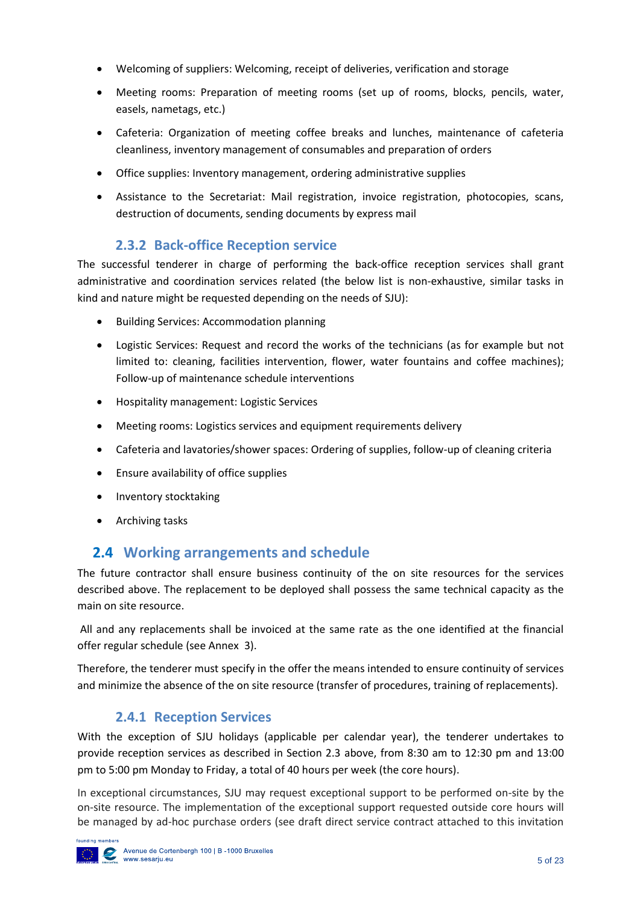- Welcoming of suppliers: Welcoming, receipt of deliveries, verification and storage
- Meeting rooms: Preparation of meeting rooms (set up of rooms, blocks, pencils, water, easels, nametags, etc.)
- Cafeteria: Organization of meeting coffee breaks and lunches, maintenance of cafeteria cleanliness, inventory management of consumables and preparation of orders
- Office supplies: Inventory management, ordering administrative supplies
- Assistance to the Secretariat: Mail registration, invoice registration, photocopies, scans, destruction of documents, sending documents by express mail

### 2.3.2 Back-office Reception service

The successful tenderer in charge of performing the back-office reception services shall grant administrative and coordination services related (the below list is non-exhaustive, similar tasks in kind and nature might be requested depending on the needs of SJU):

- Building Services: Accommodation planning
- Logistic Services: Request and record the works of the technicians (as for example but not limited to: cleaning, facilities intervention, flower, water fountains and coffee machines); Follow-up of maintenance schedule interventions
- Hospitality management: Logistic Services
- Meeting rooms: Logistics services and equipment requirements delivery
- Cafeteria and lavatories/shower spaces: Ordering of supplies, follow-up of cleaning criteria
- Ensure availability of office supplies
- Inventory stocktaking
- Archiving tasks

## 2.4 Working arrangements and schedule

The future contractor shall ensure business continuity of the on site resources for the services described above. The replacement to be deployed shall possess the same technical capacity as the main on site resource.

All and any replacements shall be invoiced at the same rate as the one identified at the financial offer regular schedule (see Annex 3).

Therefore, the tenderer must specify in the offer the means intended to ensure continuity of services and minimize the absence of the on site resource (transfer of procedures, training of replacements).

### 2.4.1 Reception Services

With the exception of SJU holidays (applicable per calendar year), the tenderer undertakes to provide reception services as described in Section 2.3 above, from 8:30 am to 12:30 pm and 13:00 pm to 5:00 pm Monday to Friday, a total of 40 hours per week (the core hours).

In exceptional circumstances, SJU may request exceptional support to be performed on-site by the on-site resource. The implementation of the exceptional support requested outside core hours will be managed by ad-hoc purchase orders (see draft direct service contract attached to this invitation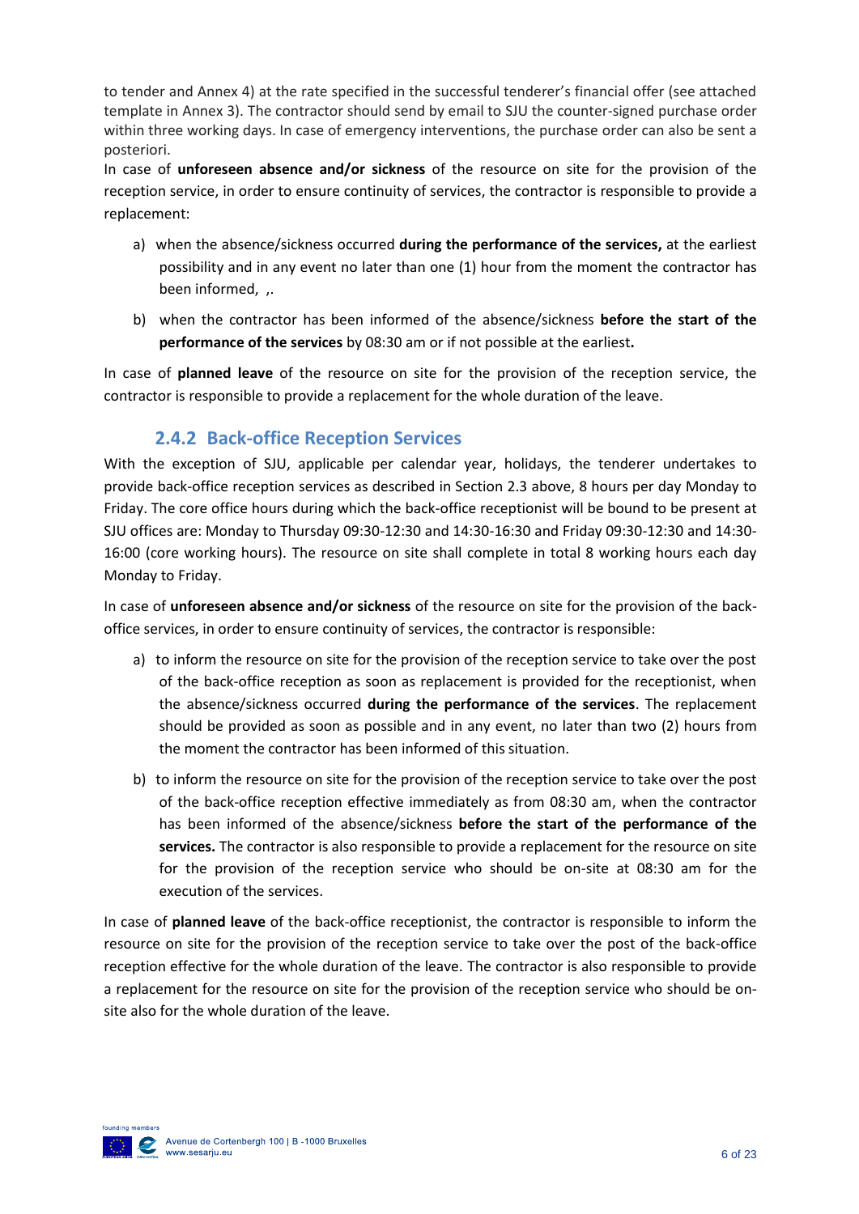to tender and Annex 4) at the rate specified in the successful tenderer's financial offer (see attached template in Annex 3). The contractor should send by email to SJU the counter-signed purchase order within three working days. In case of emergency interventions, the purchase order can also be sent a posteriori.

In case of **unforeseen absence and/or sickness** of the resource on site for the provision of the reception service, in order to ensure continuity of services, the contractor is responsible to provide a replacement:

a) when the absence/sickness occurred **during the performance of the services,** at the earliest possibility and in any event no later than one (1) hour from the moment the contractor has been informed, ,.

b) when the contractor has been informed of the absence/sickness **before the start of the performance of the services** by 08:30 am or if not possible at the earliest**.**

In case of **planned leave** of the resource on site for the provision of the reception service, the contractor is responsible to provide a replacement for the whole duration of the leave.

### 2.4.2 Back-office Reception Services

With the exception of SJU, applicable per calendar year, holidays, the tenderer undertakes to provide back-office reception services as described in Section 2.3 above, 8 hours per day Monday to Friday. The core office hours during which the back-office receptionist will be bound to be present at SJU offices are: Monday to Thursday 09:30-12:30 and 14:30-16:30 and Friday 09:30-12:30 and 14:30-16:00 (core working hours). The resource on site shall complete in total 8 working hours each day Monday to Friday.

In case of **unforeseen absence and/or sickness** of the resource on site for the provision of the back-office services, in order to ensure continuity of services, the contractor is responsible:

a) to inform the resource on site for the provision of the reception service to take over the post of the back-office reception as soon as replacement is provided for the receptionist, when the absence/sickness occurred **during the performance of the services**. The replacement should be provided as soon as possible and in any event, no later than two (2) hours from the moment the contractor has been informed of this situation.

b) to inform the resource on site for the provision of the reception service to take over the post of the back-office reception effective immediately as from 08:30 am, when the contractor has been informed of the absence/sickness **before the start of the performance of the services.** The contractor is also responsible to provide a replacement for the resource on site for the provision of the reception service who should be on-site at 08:30 am for the execution of the services.

In case of **planned leave** of the back-office receptionist, the contractor is responsible to inform the resource on site for the provision of the reception service to take over the post of the back-office reception effective for the whole duration of the leave. The contractor is also responsible to provide a replacement for the resource on site for the provision of the reception service who should be on-site also for the whole duration of the leave.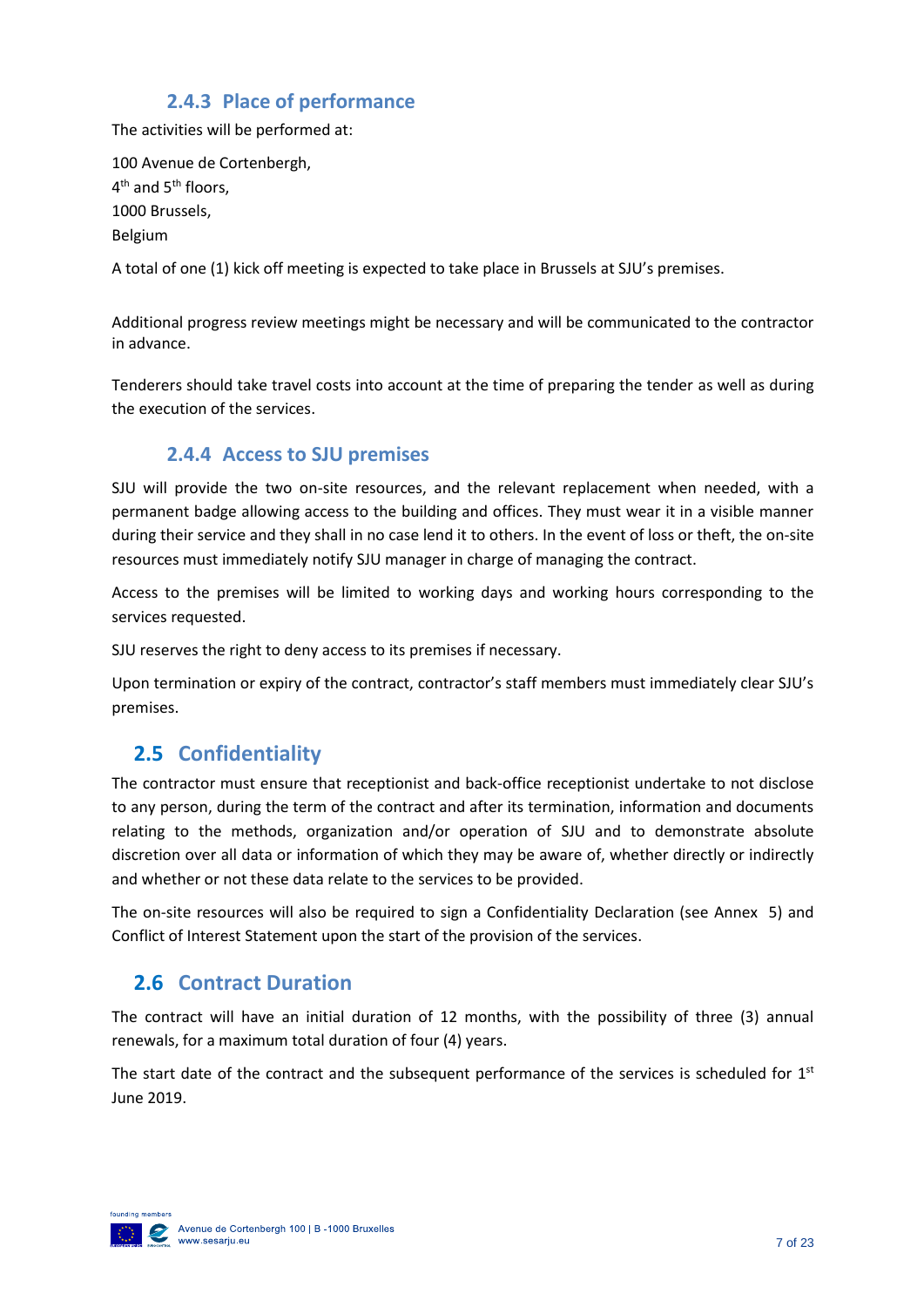### 2.4.3 Place of performance

The activities will be performed at:

100 Avenue de Cortenbergh,
4th and 5th floors,
1000 Brussels,
Belgium

A total of one (1) kick off meeting is expected to take place in Brussels at SJU's premises.

Additional progress review meetings might be necessary and will be communicated to the contractor in advance.

Tenderers should take travel costs into account at the time of preparing the tender as well as during the execution of the services.

### 2.4.4 Access to SJU premises

SJU will provide the two on-site resources, and the relevant replacement when needed, with a permanent badge allowing access to the building and offices. They must wear it in a visible manner during their service and they shall in no case lend it to others. In the event of loss or theft, the on-site resources must immediately notify SJU manager in charge of managing the contract.

Access to the premises will be limited to working days and working hours corresponding to the services requested.

SJU reserves the right to deny access to its premises if necessary.

Upon termination or expiry of the contract, contractor's staff members must immediately clear SJU's premises.

## 2.5 Confidentiality

The contractor must ensure that receptionist and back-office receptionist undertake to not disclose to any person, during the term of the contract and after its termination, information and documents relating to the methods, organization and/or operation of SJU and to demonstrate absolute discretion over all data or information of which they may be aware of, whether directly or indirectly and whether or not these data relate to the services to be provided.

The on-site resources will also be required to sign a Confidentiality Declaration (see Annex 5) and Conflict of Interest Statement upon the start of the provision of the services.

## 2.6 Contract Duration

The contract will have an initial duration of 12 months, with the possibility of three (3) annual renewals, for a maximum total duration of four (4) years.

The start date of the contract and the subsequent performance of the services is scheduled for 1st June 2019.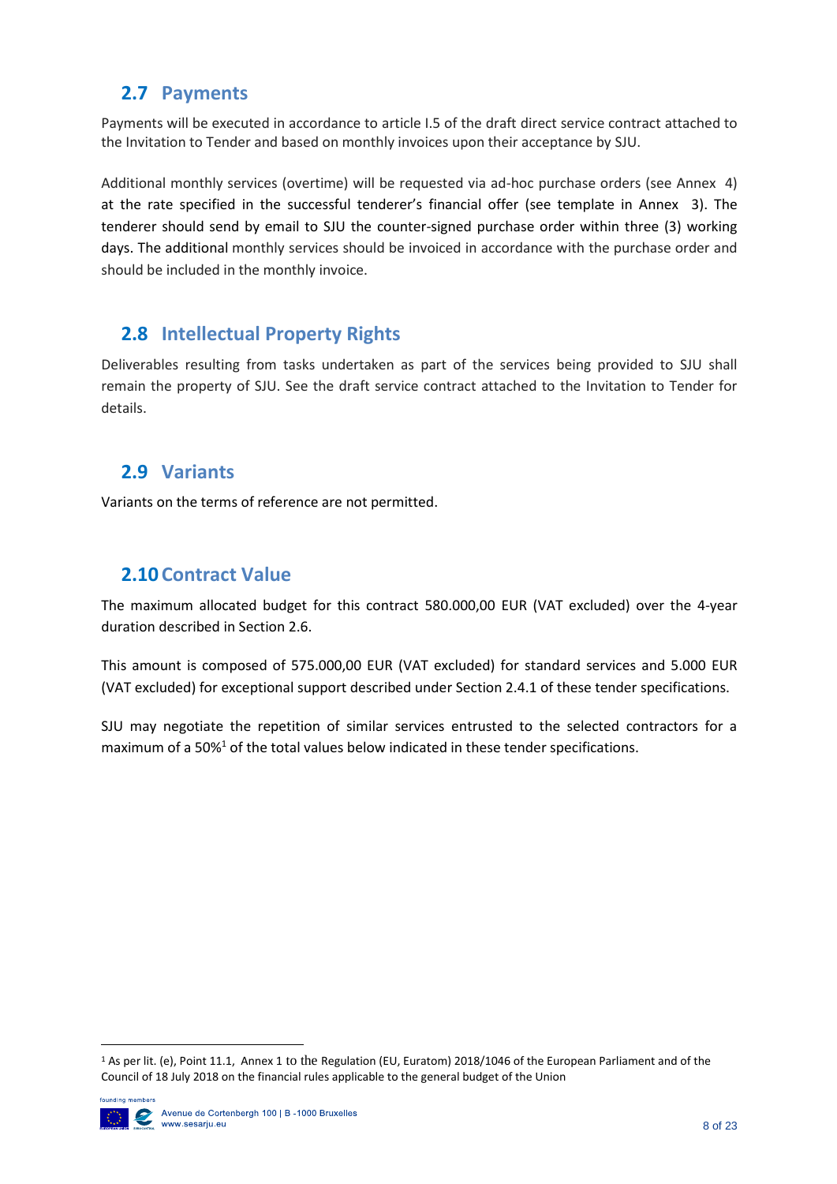## 2.7 Payments

Payments will be executed in accordance to article I.5 of the draft direct service contract attached to the Invitation to Tender and based on monthly invoices upon their acceptance by SJU.

Additional monthly services (overtime) will be requested via ad-hoc purchase orders (see Annex 4) at the rate specified in the successful tenderer's financial offer (see template in Annex 3). The tenderer should send by email to SJU the counter-signed purchase order within three (3) working days. The additional monthly services should be invoiced in accordance with the purchase order and should be included in the monthly invoice.

## 2.8 Intellectual Property Rights

Deliverables resulting from tasks undertaken as part of the services being provided to SJU shall remain the property of SJU. See the draft service contract attached to the Invitation to Tender for details.

## 2.9 Variants

Variants on the terms of reference are not permitted.

## 2.10 Contract Value

The maximum allocated budget for this contract 580.000,00 EUR (VAT excluded) over the 4-year duration described in Section 2.6.

This amount is composed of 575.000,00 EUR (VAT excluded) for standard services and 5.000 EUR (VAT excluded) for exceptional support described under Section 2.4.1 of these tender specifications.

SJU may negotiate the repetition of similar services entrusted to the selected contractors for a maximum of a 50%[1] of the total values below indicated in these tender specifications.

[1] As per lit. (e), Point 11.1, Annex 1 to the Regulation (EU, Euratom) 2018/1046 of the European Parliament and of the Council of 18 July 2018 on the financial rules applicable to the general budget of the Union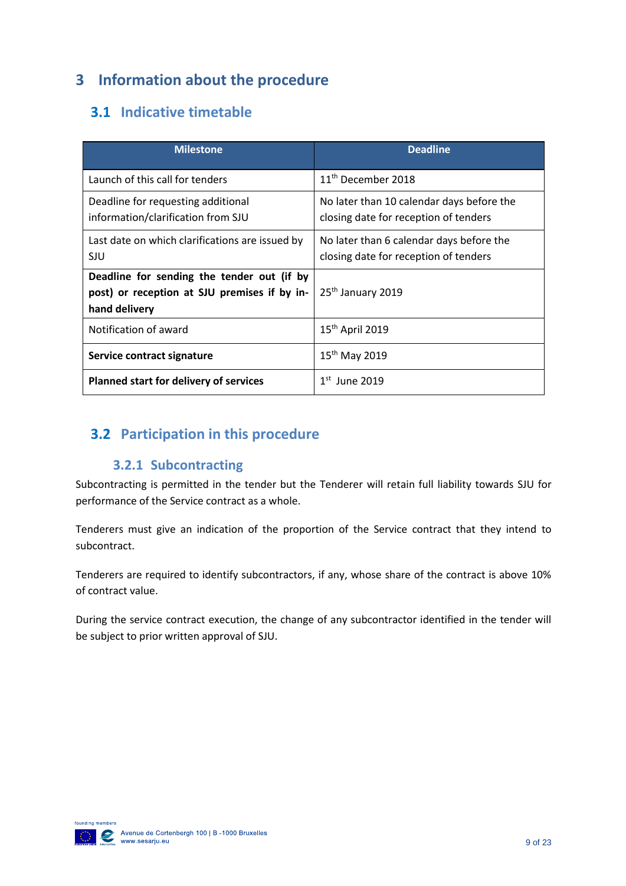# 3 Information about the procedure

## 3.1 Indicative timetable

| Milestone | Deadline |
|---|---|
| Launch of this call for tenders | 11th December 2018 |
| Deadline for requesting additional information/clarification from SJU | No later than 10 calendar days before the closing date for reception of tenders |
| Last date on which clarifications are issued by SJU | No later than 6 calendar days before the closing date for reception of tenders |
| **Deadline for sending the tender out (if by post) or reception at SJU premises if by in-hand delivery** | 25th January 2019 |
| Notification of award | 15th April 2019 |
| **Service contract signature** | 15th May 2019 |
| **Planned start for delivery of services** | 1st June 2019 |

## 3.2 Participation in this procedure

### 3.2.1 Subcontracting

Subcontracting is permitted in the tender but the Tenderer will retain full liability towards SJU for performance of the Service contract as a whole.

Tenderers must give an indication of the proportion of the Service contract that they intend to subcontract.

Tenderers are required to identify subcontractors, if any, whose share of the contract is above 10% of contract value.

During the service contract execution, the change of any subcontractor identified in the tender will be subject to prior written approval of SJU.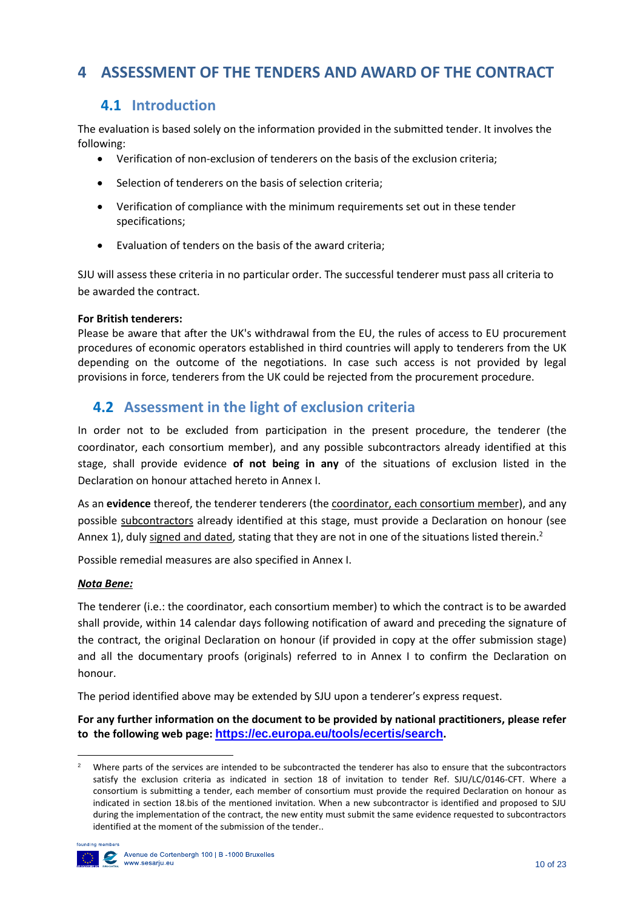# 4 ASSESSMENT OF THE TENDERS AND AWARD OF THE CONTRACT

## 4.1 Introduction

The evaluation is based solely on the information provided in the submitted tender. It involves the following:

- Verification of non-exclusion of tenderers on the basis of the exclusion criteria;
- Selection of tenderers on the basis of selection criteria;
- Verification of compliance with the minimum requirements set out in these tender specifications;
- Evaluation of tenders on the basis of the award criteria;

SJU will assess these criteria in no particular order. The successful tenderer must pass all criteria to be awarded the contract.

**For British tenderers:**
Please be aware that after the UK's withdrawal from the EU, the rules of access to EU procurement procedures of economic operators established in third countries will apply to tenderers from the UK depending on the outcome of the negotiations. In case such access is not provided by legal provisions in force, tenderers from the UK could be rejected from the procurement procedure.

## 4.2 Assessment in the light of exclusion criteria

In order not to be excluded from participation in the present procedure, the tenderer (the coordinator, each consortium member), and any possible subcontractors already identified at this stage, shall provide evidence **of not being in any** of the situations of exclusion listed in the Declaration on honour attached hereto in Annex I.

As an **evidence** thereof, the tenderer tenderers (the coordinator, each consortium member), and any possible subcontractors already identified at this stage, must provide a Declaration on honour (see Annex 1), duly signed and dated, stating that they are not in one of the situations listed therein.[2]

Possible remedial measures are also specified in Annex I.

***Nota Bene:***

The tenderer (i.e.: the coordinator, each consortium member) to which the contract is to be awarded shall provide, within 14 calendar days following notification of award and preceding the signature of the contract, the original Declaration on honour (if provided in copy at the offer submission stage) and all the documentary proofs (originals) referred to in Annex I to confirm the Declaration on honour.

The period identified above may be extended by SJU upon a tenderer's express request.

**For any further information on the document to be provided by national practitioners, please refer to the following web page: https://ec.europa.eu/tools/ecertis/search.**

[2] Where parts of the services are intended to be subcontracted the tenderer has also to ensure that the subcontractors satisfy the exclusion criteria as indicated in section 18 of invitation to tender Ref. SJU/LC/0146-CFT. Where a consortium is submitting a tender, each member of consortium must provide the required Declaration on honour as indicated in section 18.bis of the mentioned invitation. When a new subcontractor is identified and proposed to SJU during the implementation of the contract, the new entity must submit the same evidence requested to subcontractors identified at the moment of the submission of the tender..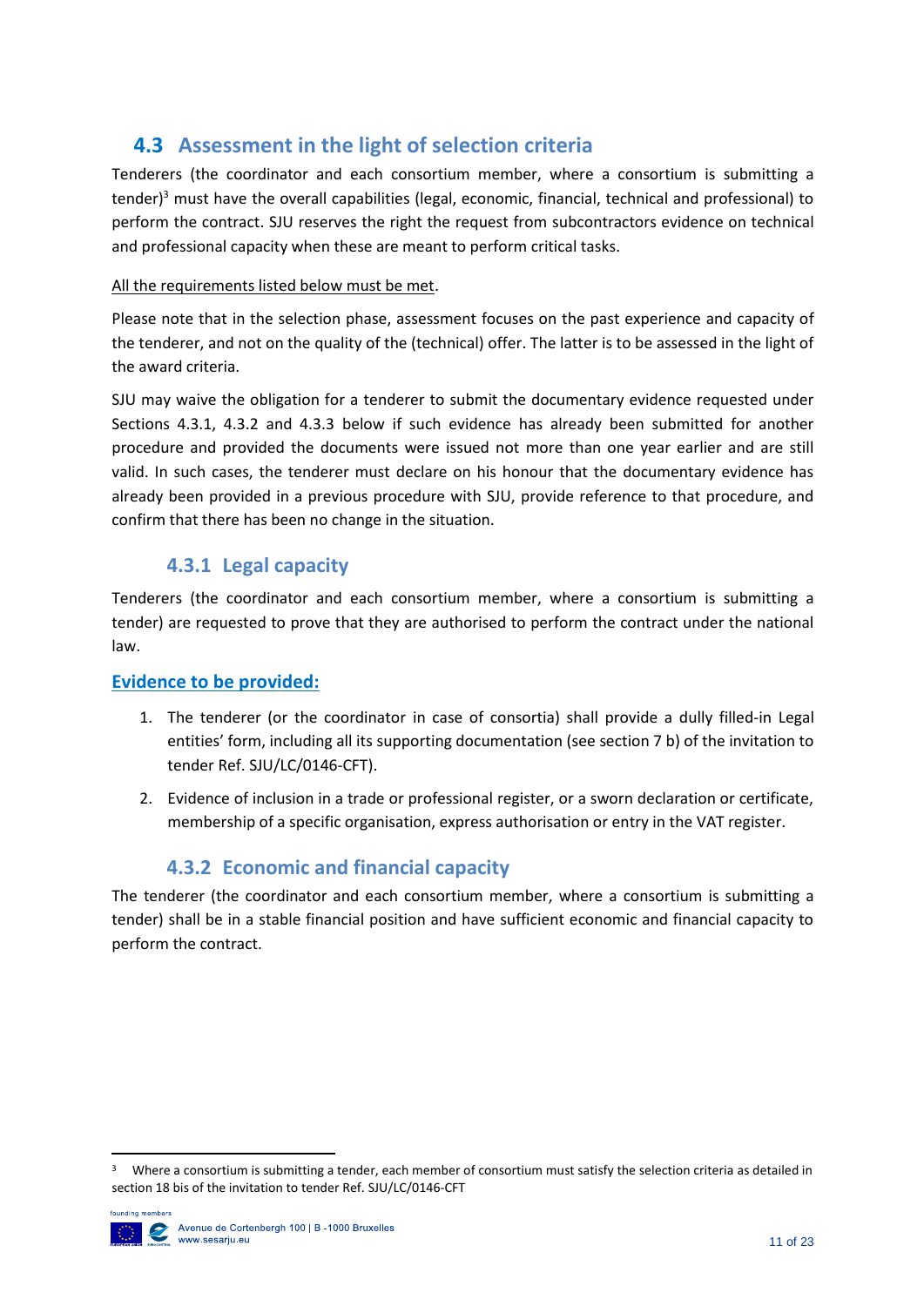## 4.3 Assessment in the light of selection criteria

Tenderers (the coordinator and each consortium member, where a consortium is submitting a tender)[3] must have the overall capabilities (legal, economic, financial, technical and professional) to perform the contract. SJU reserves the right the request from subcontractors evidence on technical and professional capacity when these are meant to perform critical tasks.

<u>All the requirements listed below must be met</u>.

Please note that in the selection phase, assessment focuses on the past experience and capacity of the tenderer, and not on the quality of the (technical) offer. The latter is to be assessed in the light of the award criteria.

SJU may waive the obligation for a tenderer to submit the documentary evidence requested under Sections 4.3.1, 4.3.2 and 4.3.3 below if such evidence has already been submitted for another procedure and provided the documents were issued not more than one year earlier and are still valid. In such cases, the tenderer must declare on his honour that the documentary evidence has already been provided in a previous procedure with SJU, provide reference to that procedure, and confirm that there has been no change in the situation.

### 4.3.1 Legal capacity

Tenderers (the coordinator and each consortium member, where a consortium is submitting a tender) are requested to prove that they are authorised to perform the contract under the national law.

**Evidence to be provided:**

1. The tenderer (or the coordinator in case of consortia) shall provide a dully filled-in Legal entities' form, including all its supporting documentation (see section 7 b) of the invitation to tender Ref. SJU/LC/0146-CFT).
2. Evidence of inclusion in a trade or professional register, or a sworn declaration or certificate, membership of a specific organisation, express authorisation or entry in the VAT register.

### 4.3.2 Economic and financial capacity

The tenderer (the coordinator and each consortium member, where a consortium is submitting a tender) shall be in a stable financial position and have sufficient economic and financial capacity to perform the contract.

[3] Where a consortium is submitting a tender, each member of consortium must satisfy the selection criteria as detailed in section 18 bis of the invitation to tender Ref. SJU/LC/0146-CFT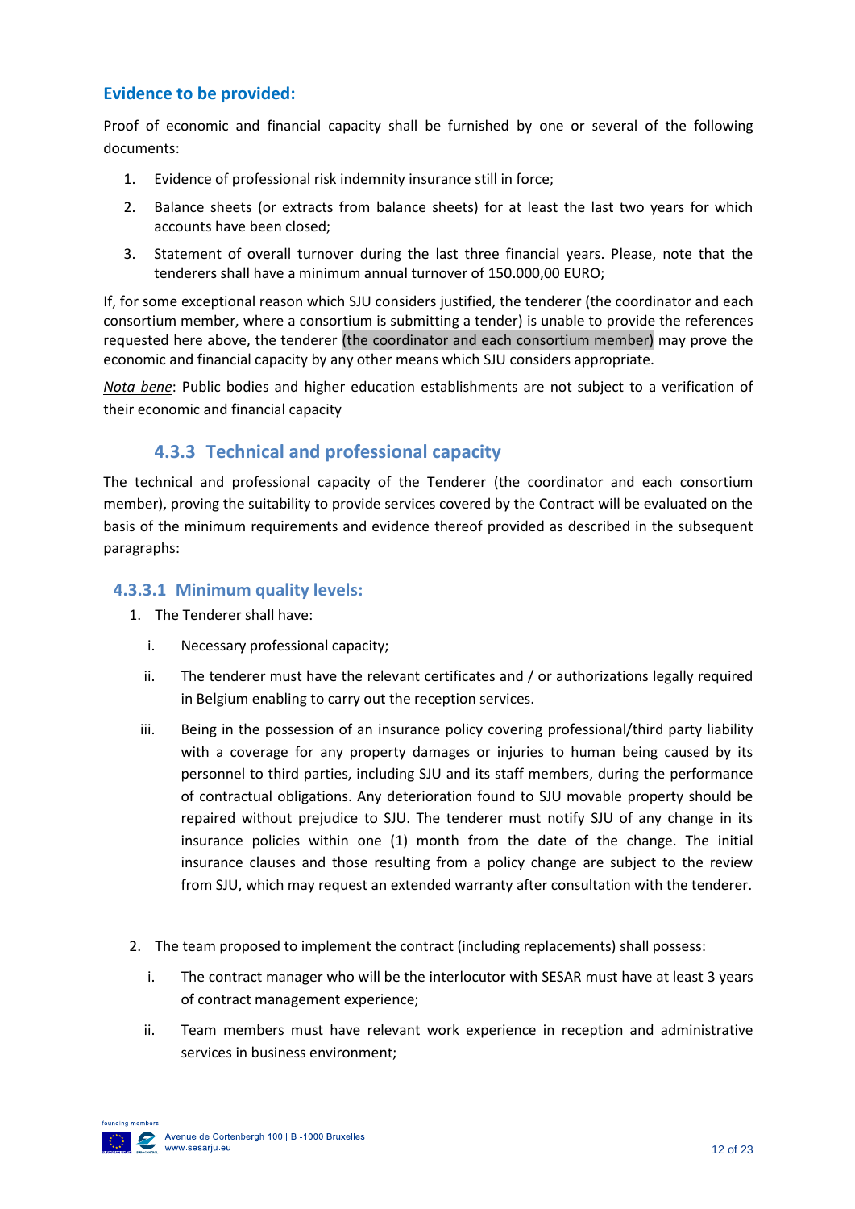**Evidence to be provided:**

Proof of economic and financial capacity shall be furnished by one or several of the following documents:

1. Evidence of professional risk indemnity insurance still in force;
2. Balance sheets (or extracts from balance sheets) for at least the last two years for which accounts have been closed;
3. Statement of overall turnover during the last three financial years. Please, note that the tenderers shall have a minimum annual turnover of 150.000,00 EURO;

If, for some exceptional reason which SJU considers justified, the tenderer (the coordinator and each consortium member, where a consortium is submitting a tender) is unable to provide the references requested here above, the tenderer (the coordinator and each consortium member) may prove the economic and financial capacity by any other means which SJU considers appropriate.

*Nota bene*: Public bodies and higher education establishments are not subject to a verification of their economic and financial capacity

### 4.3.3 Technical and professional capacity

The technical and professional capacity of the Tenderer (the coordinator and each consortium member), proving the suitability to provide services covered by the Contract will be evaluated on the basis of the minimum requirements and evidence thereof provided as described in the subsequent paragraphs:

#### 4.3.3.1 Minimum quality levels:

1. The Tenderer shall have:
   - i. Necessary professional capacity;
   - ii. The tenderer must have the relevant certificates and / or authorizations legally required in Belgium enabling to carry out the reception services.
   - iii. Being in the possession of an insurance policy covering professional/third party liability with a coverage for any property damages or injuries to human being caused by its personnel to third parties, including SJU and its staff members, during the performance of contractual obligations. Any deterioration found to SJU movable property should be repaired without prejudice to SJU. The tenderer must notify SJU of any change in its insurance policies within one (1) month from the date of the change. The initial insurance clauses and those resulting from a policy change are subject to the review from SJU, which may request an extended warranty after consultation with the tenderer.

2. The team proposed to implement the contract (including replacements) shall possess:
   - i. The contract manager who will be the interlocutor with SESAR must have at least 3 years of contract management experience;
   - ii. Team members must have relevant work experience in reception and administrative services in business environment;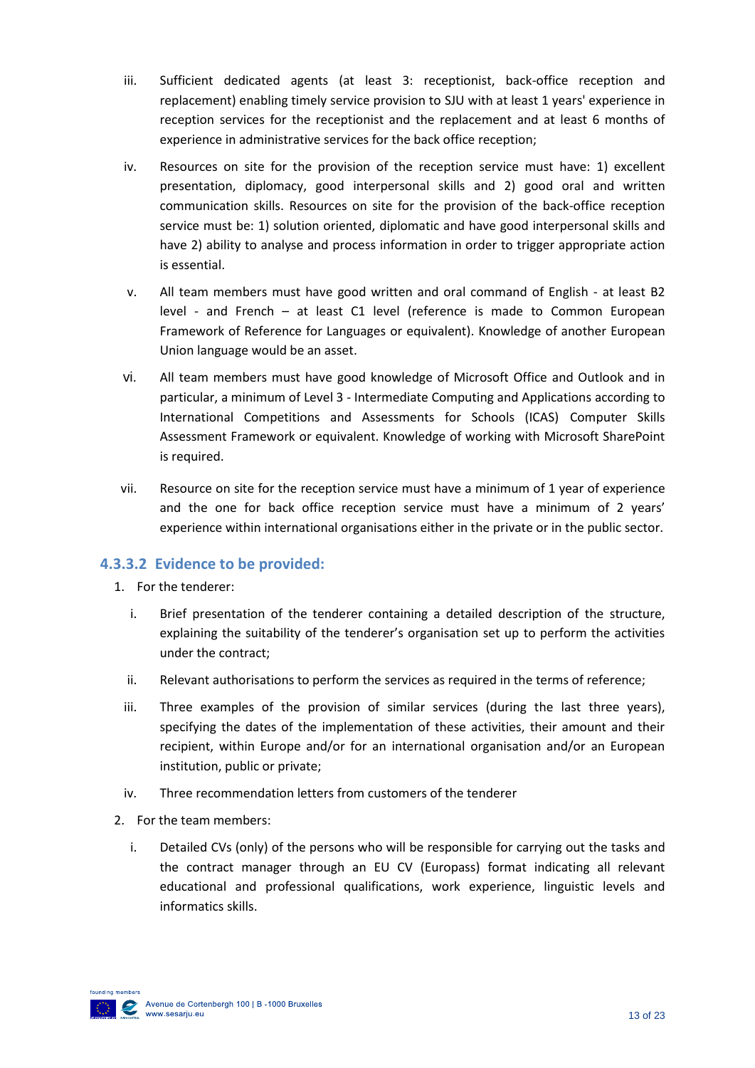iii. Sufficient dedicated agents (at least 3: receptionist, back-office reception and replacement) enabling timely service provision to SJU with at least 1 years' experience in reception services for the receptionist and the replacement and at least 6 months of experience in administrative services for the back office reception;

iv. Resources on site for the provision of the reception service must have: 1) excellent presentation, diplomacy, good interpersonal skills and 2) good oral and written communication skills. Resources on site for the provision of the back-office reception service must be: 1) solution oriented, diplomatic and have good interpersonal skills and have 2) ability to analyse and process information in order to trigger appropriate action is essential.

v. All team members must have good written and oral command of English - at least B2 level - and French – at least C1 level (reference is made to Common European Framework of Reference for Languages or equivalent). Knowledge of another European Union language would be an asset.

vi. All team members must have good knowledge of Microsoft Office and Outlook and in particular, a minimum of Level 3 - Intermediate Computing and Applications according to International Competitions and Assessments for Schools (ICAS) Computer Skills Assessment Framework or equivalent. Knowledge of working with Microsoft SharePoint is required.

vii. Resource on site for the reception service must have a minimum of 1 year of experience and the one for back office reception service must have a minimum of 2 years' experience within international organisations either in the private or in the public sector.

### 4.3.3.2 Evidence to be provided:

1. For the tenderer:

   i. Brief presentation of the tenderer containing a detailed description of the structure, explaining the suitability of the tenderer's organisation set up to perform the activities under the contract;

   ii. Relevant authorisations to perform the services as required in the terms of reference;

   iii. Three examples of the provision of similar services (during the last three years), specifying the dates of the implementation of these activities, their amount and their recipient, within Europe and/or for an international organisation and/or an European institution, public or private;

   iv. Three recommendation letters from customers of the tenderer

2. For the team members:

   i. Detailed CVs (only) of the persons who will be responsible for carrying out the tasks and the contract manager through an EU CV (Europass) format indicating all relevant educational and professional qualifications, work experience, linguistic levels and informatics skills.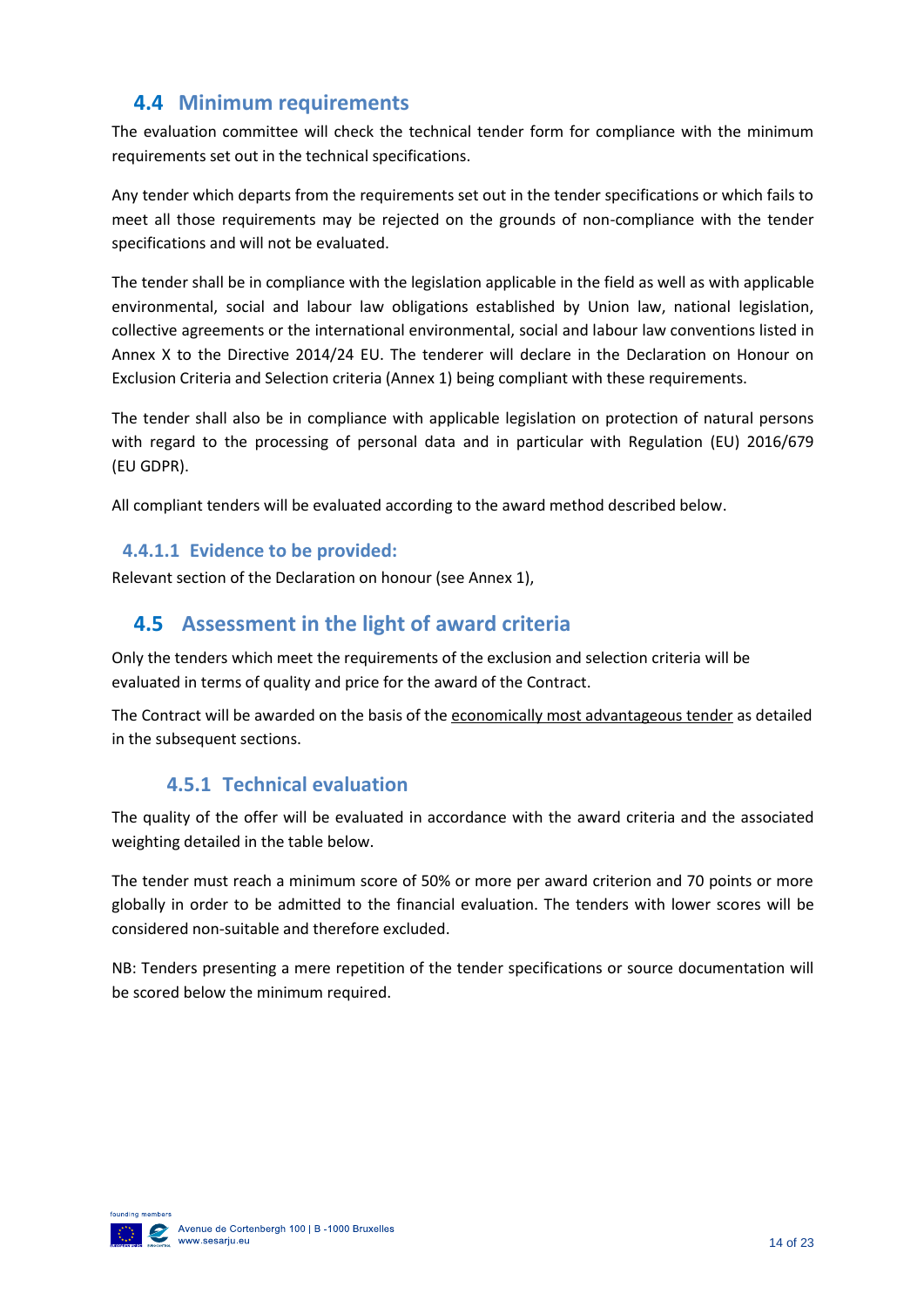## 4.4 Minimum requirements

The evaluation committee will check the technical tender form for compliance with the minimum requirements set out in the technical specifications.

Any tender which departs from the requirements set out in the tender specifications or which fails to meet all those requirements may be rejected on the grounds of non-compliance with the tender specifications and will not be evaluated.

The tender shall be in compliance with the legislation applicable in the field as well as with applicable environmental, social and labour law obligations established by Union law, national legislation, collective agreements or the international environmental, social and labour law conventions listed in Annex X to the Directive 2014/24 EU. The tenderer will declare in the Declaration on Honour on Exclusion Criteria and Selection criteria (Annex 1) being compliant with these requirements.

The tender shall also be in compliance with applicable legislation on protection of natural persons with regard to the processing of personal data and in particular with Regulation (EU) 2016/679 (EU GDPR).

All compliant tenders will be evaluated according to the award method described below.

#### 4.4.1.1 Evidence to be provided:

Relevant section of the Declaration on honour (see Annex 1),

## 4.5 Assessment in the light of award criteria

Only the tenders which meet the requirements of the exclusion and selection criteria will be evaluated in terms of quality and price for the award of the Contract.

The Contract will be awarded on the basis of the economically most advantageous tender as detailed in the subsequent sections.

### 4.5.1 Technical evaluation

The quality of the offer will be evaluated in accordance with the award criteria and the associated weighting detailed in the table below.

The tender must reach a minimum score of 50% or more per award criterion and 70 points or more globally in order to be admitted to the financial evaluation. The tenders with lower scores will be considered non-suitable and therefore excluded.

NB: Tenders presenting a mere repetition of the tender specifications or source documentation will be scored below the minimum required.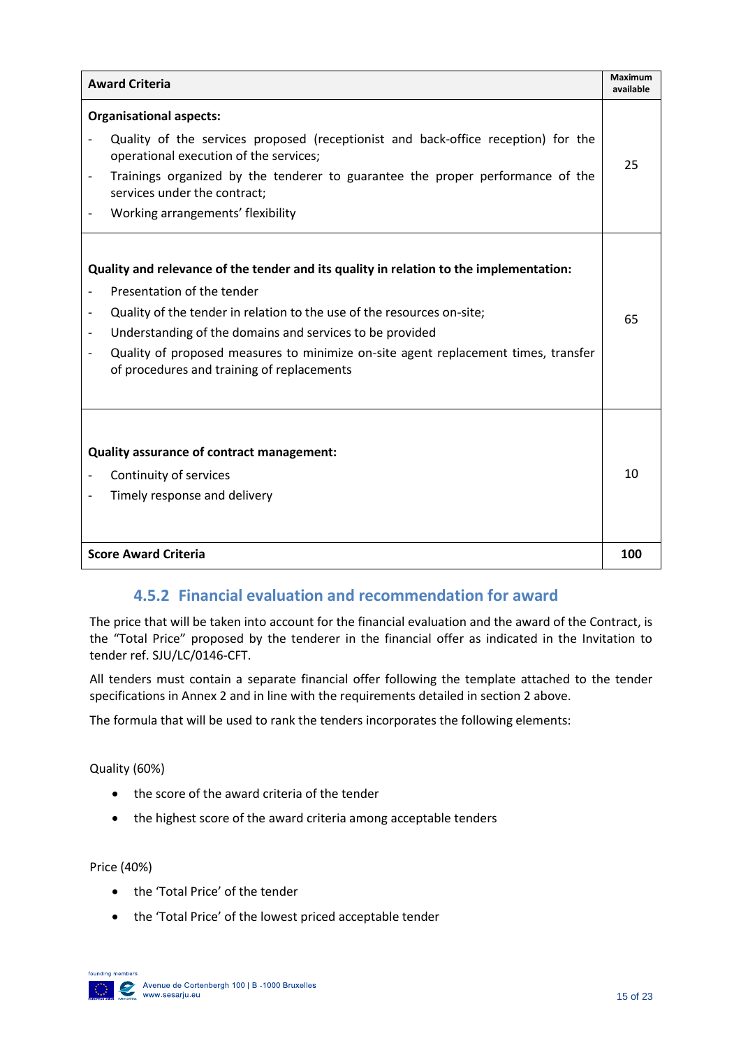| Award Criteria | Maximum available |
|---|---|
| **Organisational aspects:**<br>- Quality of the services proposed (receptionist and back-office reception) for the operational execution of the services;<br>- Trainings organized by the tenderer to guarantee the proper performance of the services under the contract;<br>- Working arrangements' flexibility | 25 |
| **Quality and relevance of the tender and its quality in relation to the implementation:**<br>- Presentation of the tender<br>- Quality of the tender in relation to the use of the resources on-site;<br>- Understanding of the domains and services to be provided<br>- Quality of proposed measures to minimize on-site agent replacement times, transfer of procedures and training of replacements | 65 |
| **Quality assurance of contract management:**<br>- Continuity of services<br>- Timely response and delivery | 10 |
| **Score Award Criteria** | **100** |

### 4.5.2 Financial evaluation and recommendation for award

The price that will be taken into account for the financial evaluation and the award of the Contract, is the "Total Price" proposed by the tenderer in the financial offer as indicated in the Invitation to tender ref. SJU/LC/0146-CFT.

All tenders must contain a separate financial offer following the template attached to the tender specifications in Annex 2 and in line with the requirements detailed in section 2 above.

The formula that will be used to rank the tenders incorporates the following elements:

Quality (60%)

- the score of the award criteria of the tender
- the highest score of the award criteria among acceptable tenders

Price (40%)

- the 'Total Price' of the tender
- the 'Total Price' of the lowest priced acceptable tender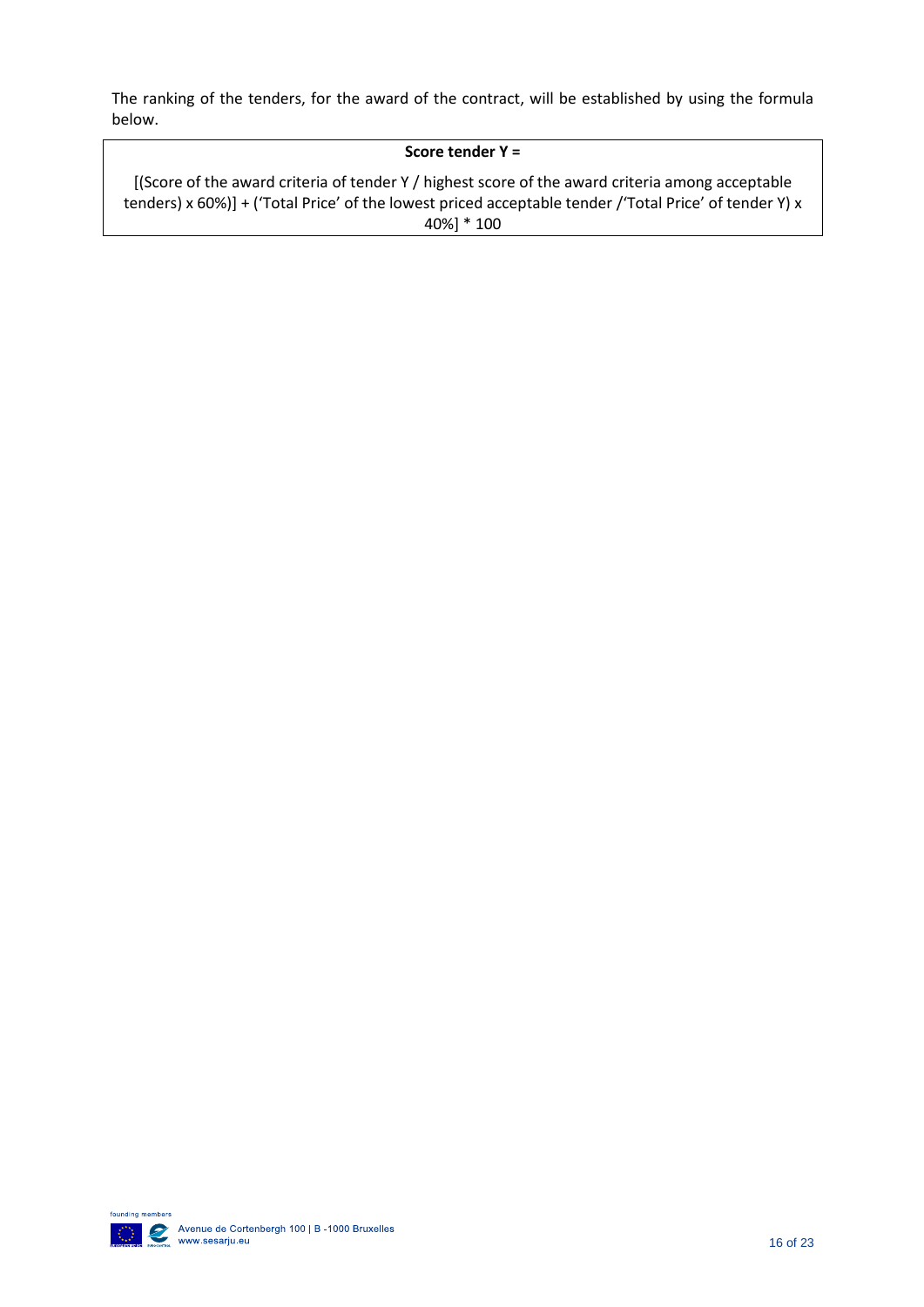The ranking of the tenders, for the award of the contract, will be established by using the formula below.

| **Score tender Y =** |
| --- |
| [(Score of the award criteria of tender Y / highest score of the award criteria among acceptable tenders) x 60%)] + ('Total Price' of the lowest priced acceptable tender /'Total Price' of tender Y) x 40%] * 100 |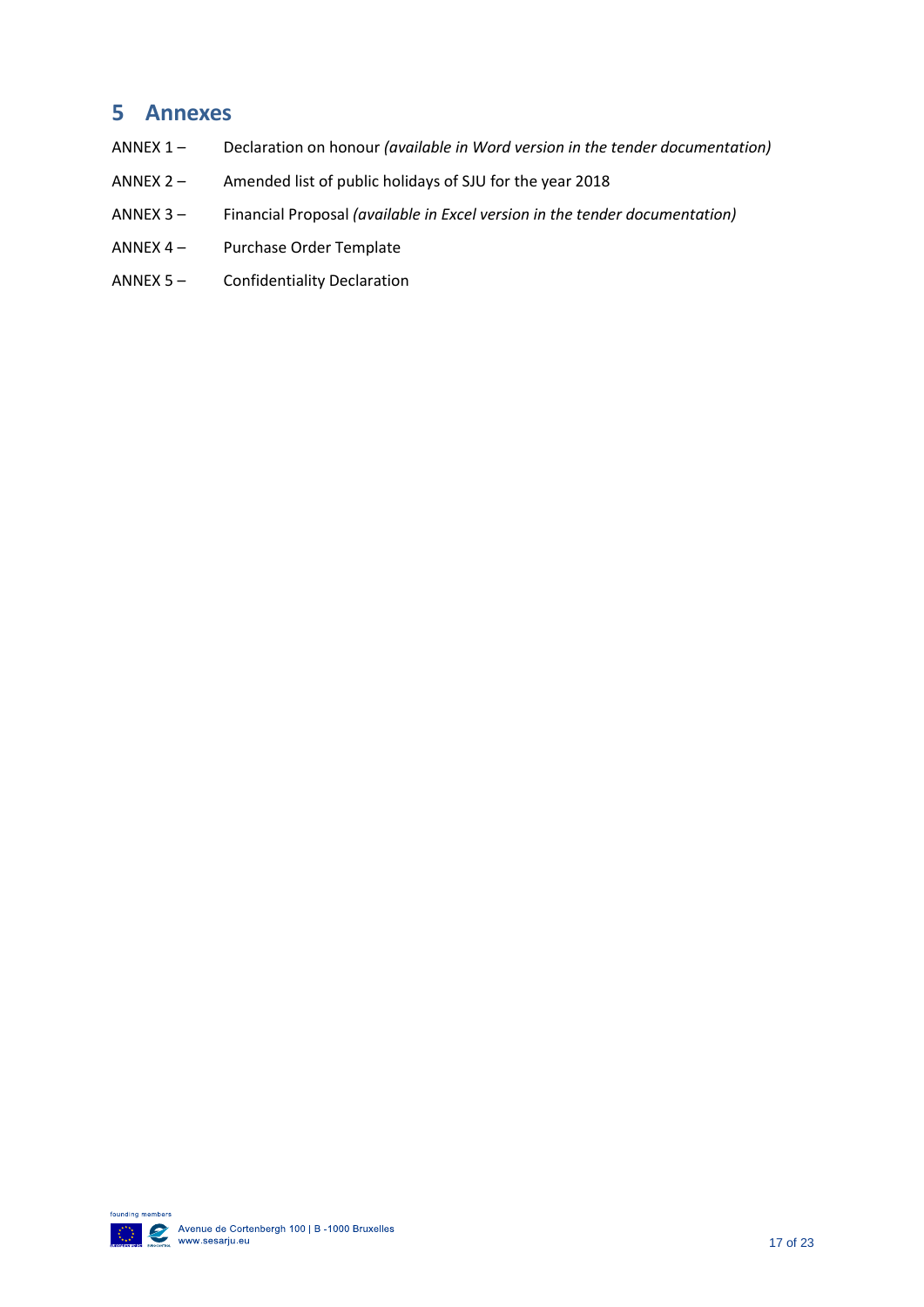# 5 Annexes

ANNEX 1 – Declaration on honour *(available in Word version in the tender documentation)*

ANNEX 2 – Amended list of public holidays of SJU for the year 2018

ANNEX 3 – Financial Proposal *(available in Excel version in the tender documentation)*

ANNEX 4 – Purchase Order Template

ANNEX 5 – Confidentiality Declaration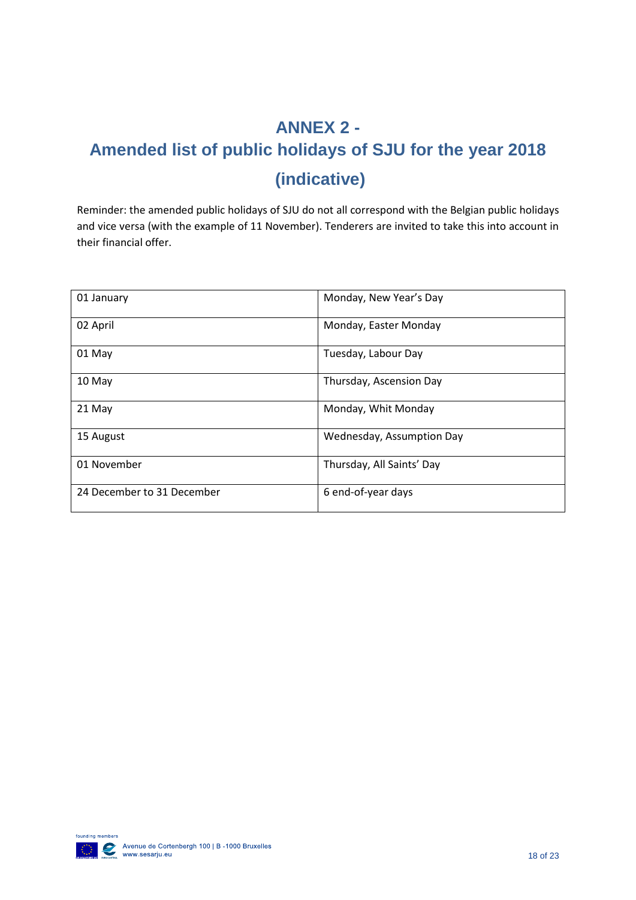# ANNEX 2 -
# Amended list of public holidays of SJU for the year 2018 (indicative)

Reminder: the amended public holidays of SJU do not all correspond with the Belgian public holidays and vice versa (with the example of 11 November). Tenderers are invited to take this into account in their financial offer.

| | |
|---|---|
| 01 January | Monday, New Year's Day |
| 02 April | Monday, Easter Monday |
| 01 May | Tuesday, Labour Day |
| 10 May | Thursday, Ascension Day |
| 21 May | Monday, Whit Monday |
| 15 August | Wednesday, Assumption Day |
| 01 November | Thursday, All Saints' Day |
| 24 December to 31 December | 6 end-of-year days |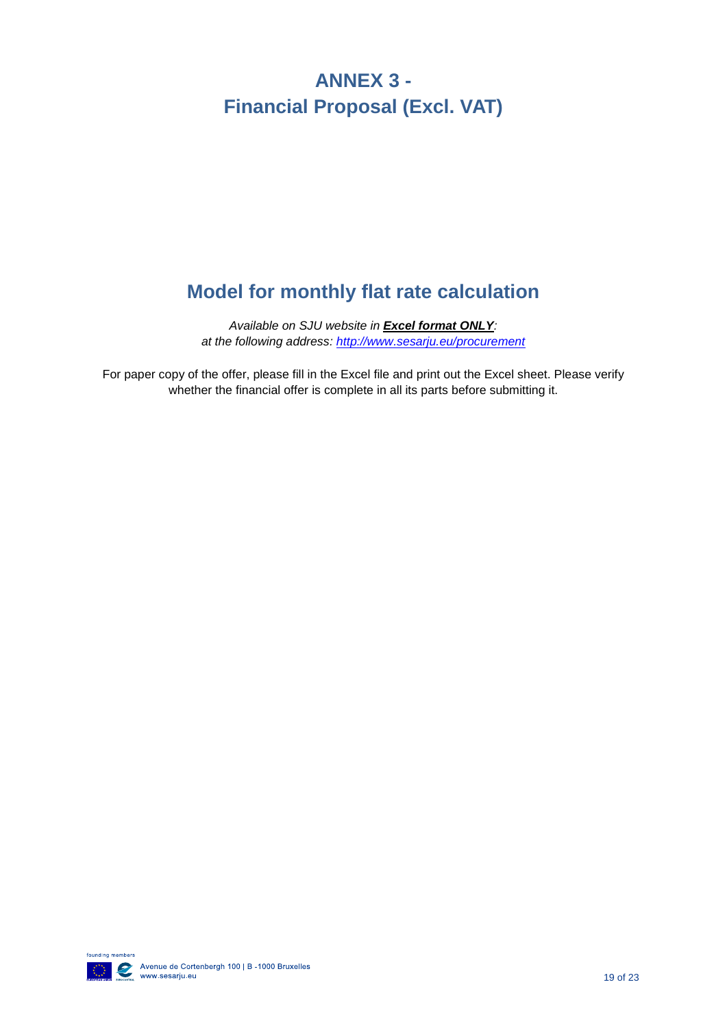# ANNEX 3 - Financial Proposal (Excl. VAT)

## Model for monthly flat rate calculation

*Available on SJU website in* ***Excel format ONLY****:*
*at the following address: [http://www.sesarju.eu/procurement](http://www.sesarju.eu/procurement)*

For paper copy of the offer, please fill in the Excel file and print out the Excel sheet. Please verify whether the financial offer is complete in all its parts before submitting it.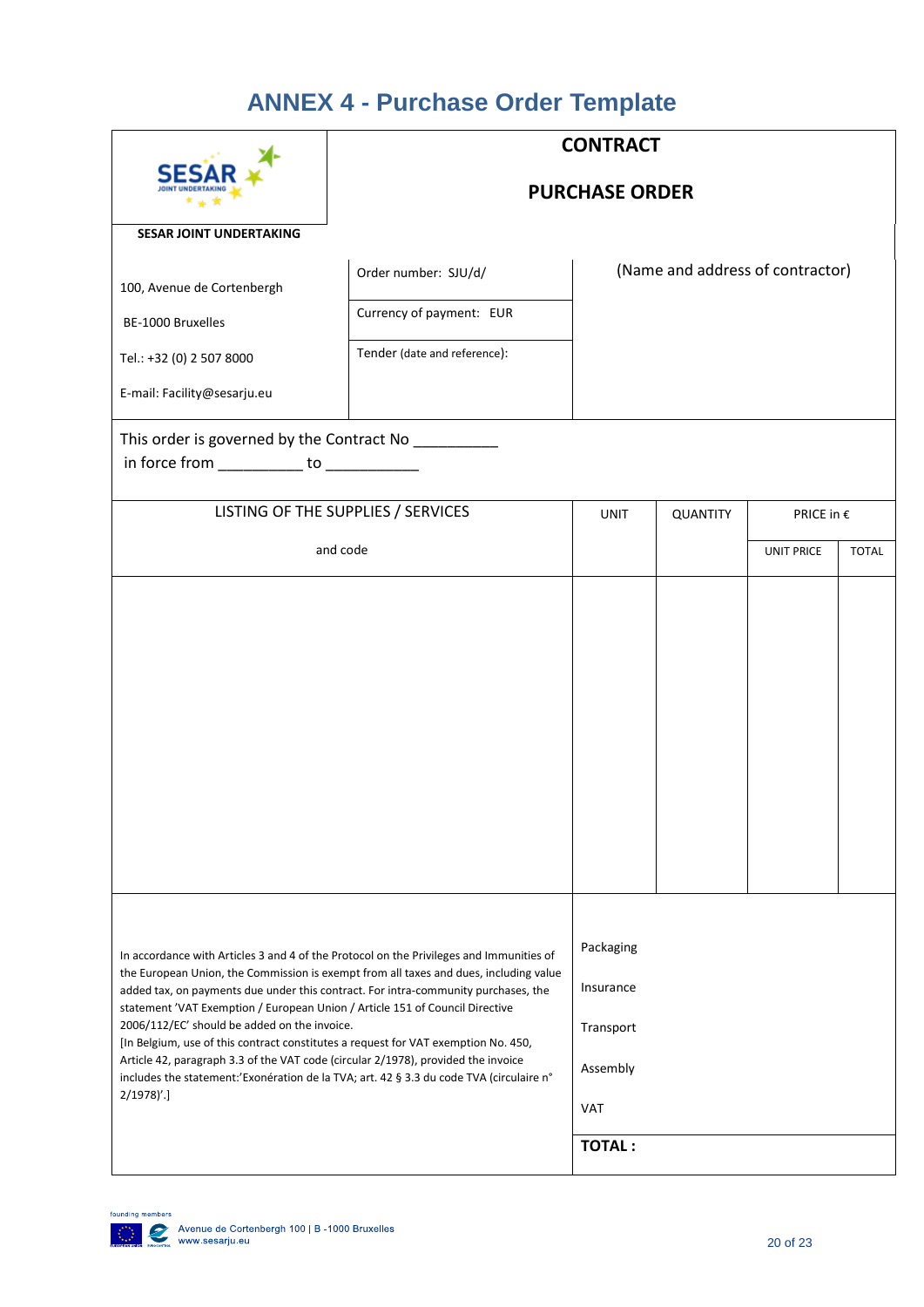# ANNEX 4 - Purchase Order Template

| SESAR JOINT UNDERTAKING | CONTRACT<br><br>PURCHASE ORDER | |
|---|---|---|
| 100, Avenue de Cortenbergh<br><br>BE-1000 Bruxelles<br><br>Tel.: +32 (0) 2 507 8000<br><br>E-mail: Facility@sesarju.eu | Order number: SJU/d/<br><br>Currency of payment: EUR<br><br>Tender (date and reference): | (Name and address of contractor) |

This order is governed by the Contract No __________
in force from __________ to ___________

| LISTING OF THE SUPPLIES / SERVICES and code | UNIT | QUANTITY | PRICE in € | |
|---|---|---|---|---|
| | | | UNIT PRICE | TOTAL |
| | | | | |

| | |
|---|---|
| In accordance with Articles 3 and 4 of the Protocol on the Privileges and Immunities of the European Union, the Commission is exempt from all taxes and dues, including value added tax, on payments due under this contract. For intra-community purchases, the statement 'VAT Exemption / European Union / Article 151 of Council Directive 2006/112/EC' should be added on the invoice.<br>[In Belgium, use of this contract constitutes a request for VAT exemption No. 450, Article 42, paragraph 3.3 of the VAT code (circular 2/1978), provided the invoice includes the statement:'Exonération de la TVA; art. 42 § 3.3 du code TVA (circulaire n° 2/1978)'.] | Packaging<br><br>Insurance<br><br>Transport<br><br>Assembly<br><br>VAT |
| | **TOTAL :** |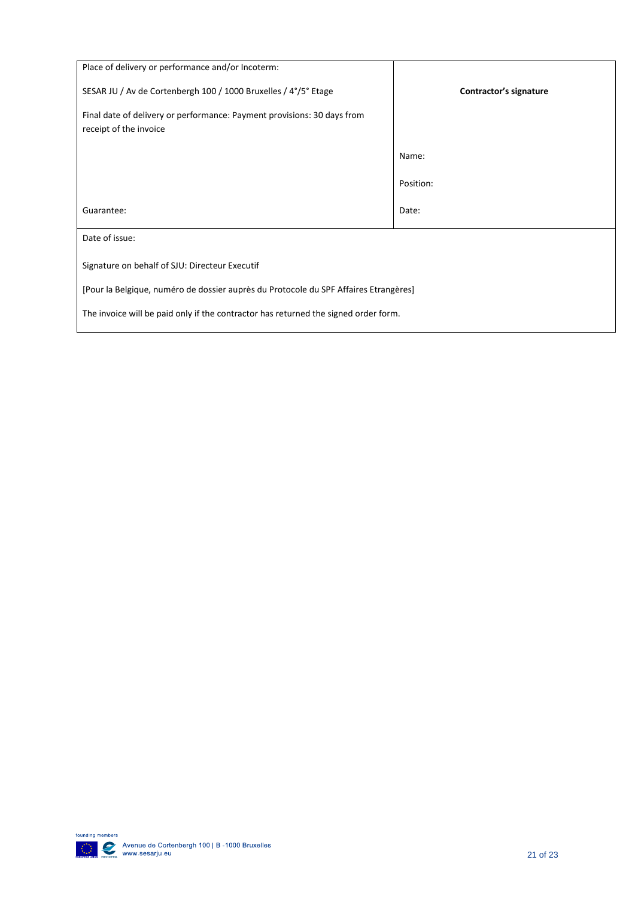| Place of delivery or performance and/or Incoterm:<br><br>SESAR JU / Av de Cortenbergh 100 / 1000 Bruxelles / 4°/5° Etage<br><br>Final date of delivery or performance: Payment provisions: 30 days from receipt of the invoice<br><br>Guarantee: | **Contractor's signature**<br><br>Name:<br><br>Position:<br><br>Date: |
|---|---|
| Date of issue:<br><br>Signature on behalf of SJU: Directeur Executif<br><br>[Pour la Belgique, numéro de dossier auprès du Protocole du SPF Affaires Etrangères]<br><br>The invoice will be paid only if the contractor has returned the signed order form. | |

founding members

Avenue de Cortenbergh 100 | B -1000 Bruxelles
www.sesarju.eu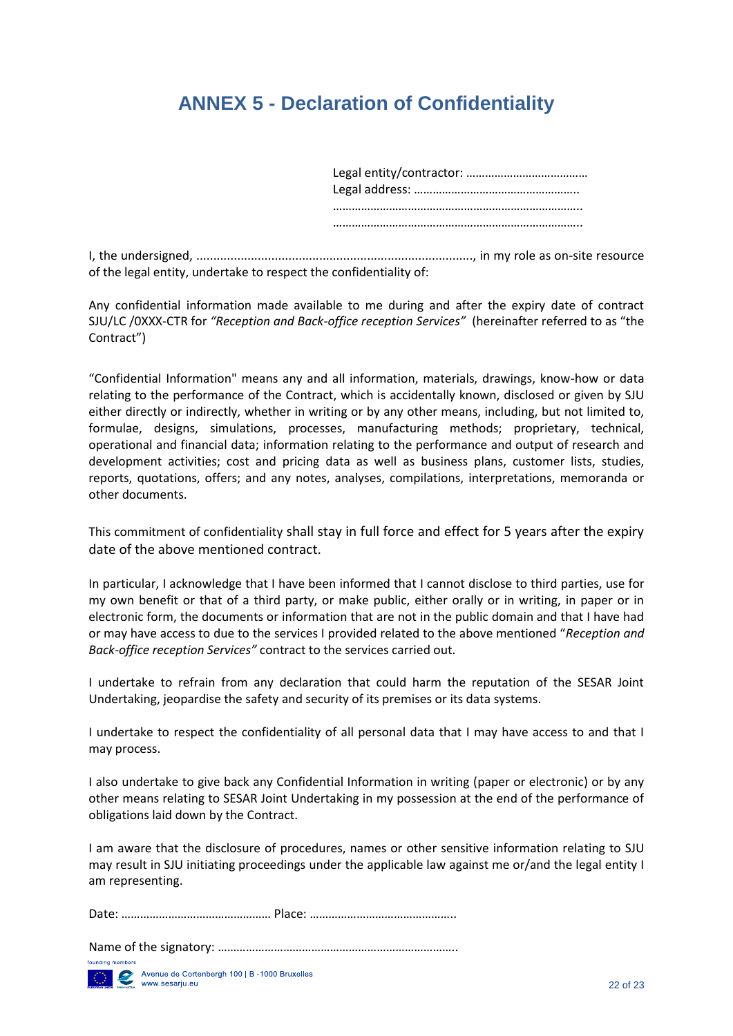# ANNEX 5 - Declaration of Confidentiality

Legal entity/contractor: ………………………………
Legal address: ……………………………………………..
……………………………………………………………………..
……………………………………………………………………..

I, the undersigned, ................................................................................, in my role as on-site resource of the legal entity, undertake to respect the confidentiality of:

Any confidential information made available to me during and after the expiry date of contract SJU/LC /0XXX-CTR for *"Reception and Back-office reception Services"* (hereinafter referred to as "the Contract")

"Confidential Information" means any and all information, materials, drawings, know-how or data relating to the performance of the Contract, which is accidentally known, disclosed or given by SJU either directly or indirectly, whether in writing or by any other means, including, but not limited to, formulae, designs, simulations, processes, manufacturing methods; proprietary, technical, operational and financial data; information relating to the performance and output of research and development activities; cost and pricing data as well as business plans, customer lists, studies, reports, quotations, offers; and any notes, analyses, compilations, interpretations, memoranda or other documents.

This commitment of confidentiality shall stay in full force and effect for 5 years after the expiry date of the above mentioned contract.

In particular, I acknowledge that I have been informed that I cannot disclose to third parties, use for my own benefit or that of a third party, or make public, either orally or in writing, in paper or in electronic form, the documents or information that are not in the public domain and that I have had or may have access to due to the services I provided related to the above mentioned "*Reception and Back-office reception Services"* contract to the services carried out.

I undertake to refrain from any declaration that could harm the reputation of the SESAR Joint Undertaking, jeopardise the safety and security of its premises or its data systems.

I undertake to respect the confidentiality of all personal data that I may have access to and that I may process.

I also undertake to give back any Confidential Information in writing (paper or electronic) or by any other means relating to SESAR Joint Undertaking in my possession at the end of the performance of obligations laid down by the Contract.

I am aware that the disclosure of procedures, names or other sensitive information relating to SJU may result in SJU initiating proceedings under the applicable law against me or/and the legal entity I am representing.

Date: ………………………………………… Place: ………………………………………..

Name of the signatory: …………………………………………………………………..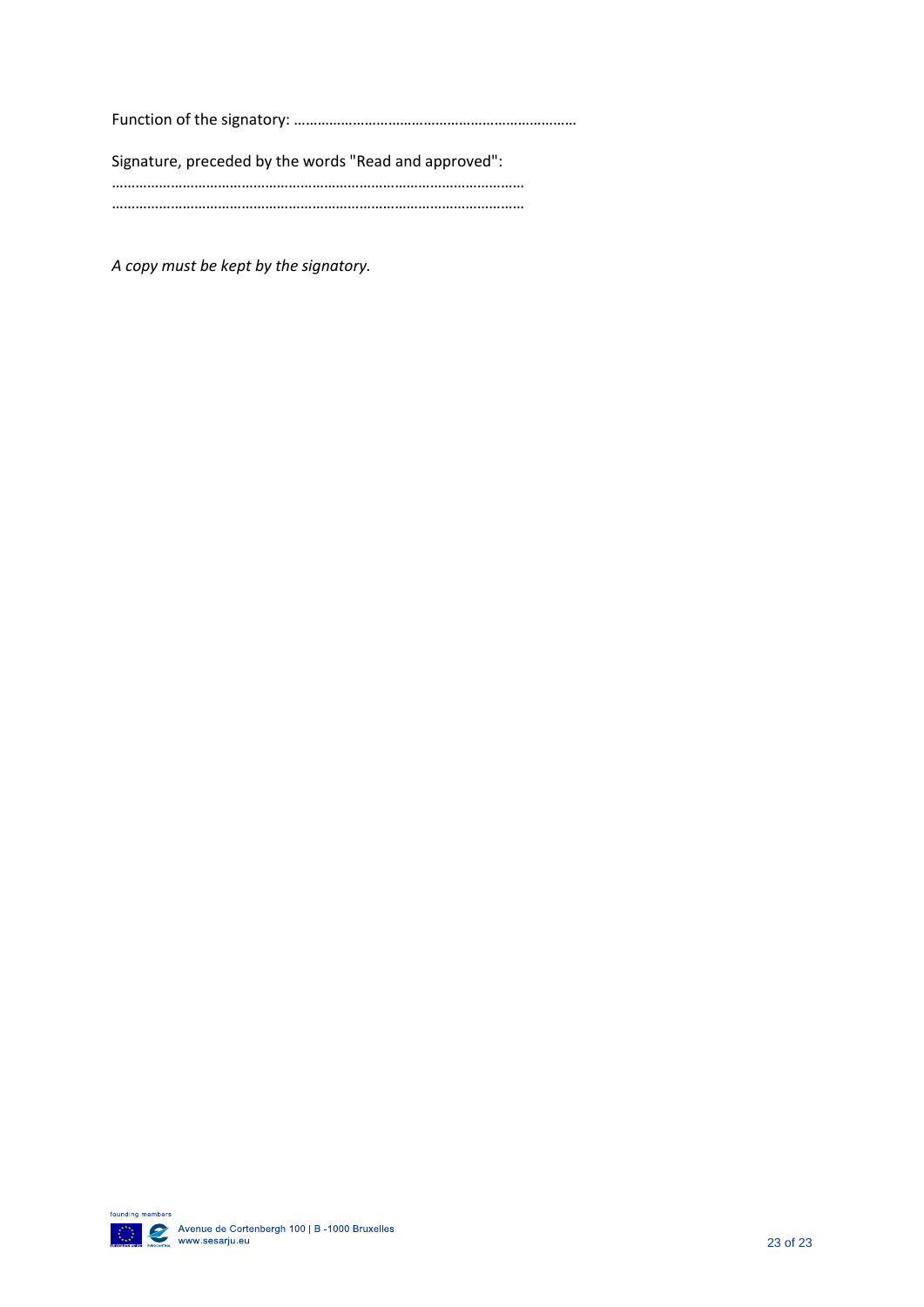Function of the signatory: ……………………………………………………………

Signature, preceded by the words "Read and approved":

………………………………………………………………………………………

………………………………………………………………………………………

*A copy must be kept by the signatory.*